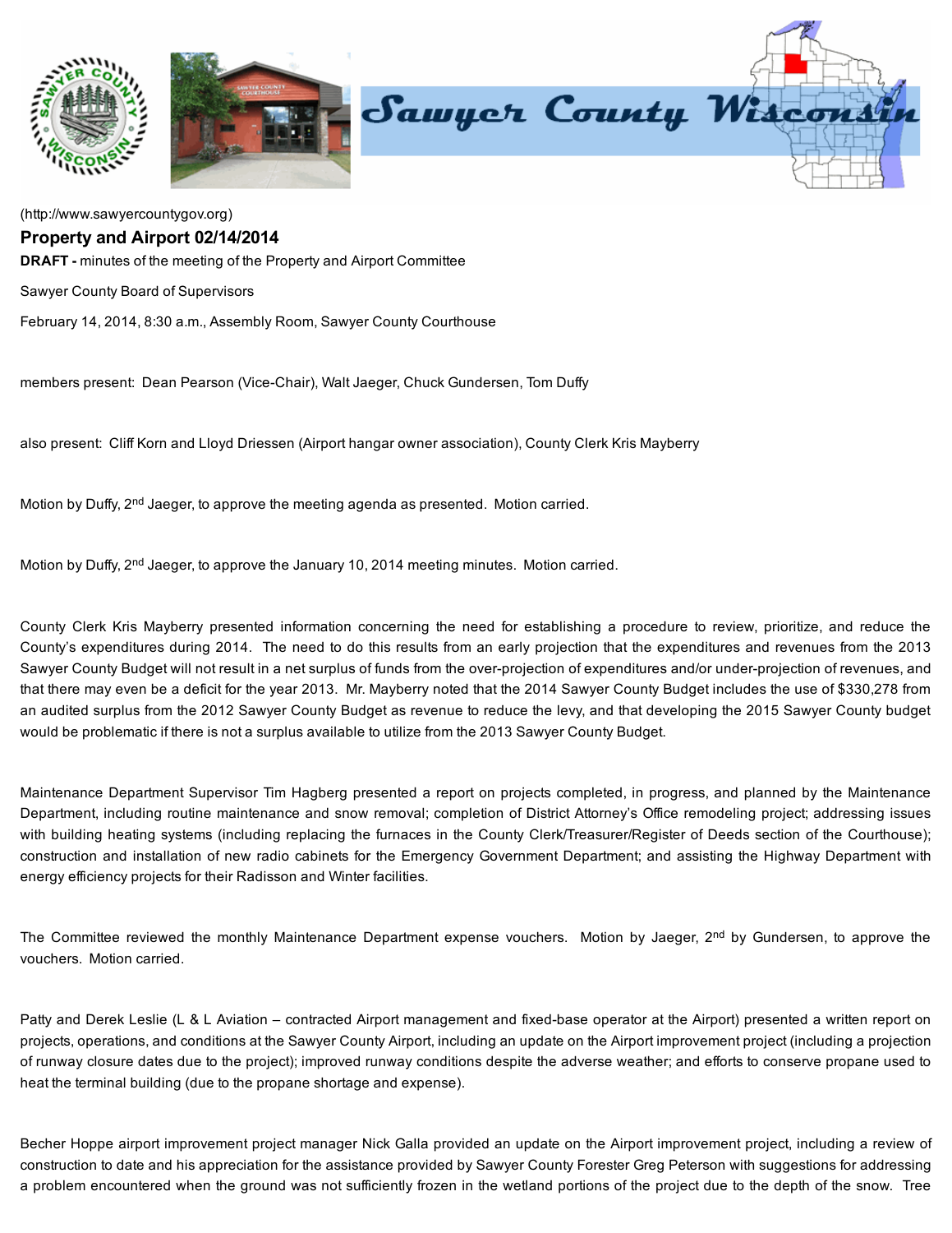(http://www.sawyercountygov.org)

## Property and Airport 02/14/2014

**DRAFT -** minutes of the meeting of the Property and Airport Committee

Sawyer County Board of Supervisors

February 14, 2014, 8:30 a.m., Assembly Room, Sawyer County Courthouse

members present: Dean Pearson (Vice-Chair), Walt Jaeger, Chuck Gundersen, Tom Duffy

also present: Cliff Korn and Lloyd Driessen (Airport hangar owner association), County Clerk Kris Mayberry

Motion by Duffy, 2nd Jaeger, to approve the meeting agenda as presented. Motion carried.

Motion by Duffy, 2nd Jaeger, to approve the January 10, 2014 meeting minutes. Motion carried.

County Clerk Kris Mayberry presented information concerning the need for establishing a procedure to review, prioritize, and reduce the County's expenditures during 2014. The need to do this results from an early projection that the expenditures and revenues from the 2013 Sawyer County Budget will not result in a net surplus of funds from the over-projection of expenditures and/or under-projection of revenues, and that there may even be a deficit for the year 2013. Mr. Mayberry noted that the 2014 Sawyer County Budget includes the use of $330,278 from an audited surplus from the 2012 Sawyer County Budget as revenue to reduce the levy, and that developing the 2015 Sawyer County budget would be problematic if there is not a surplus available to utilize from the 2013 Sawyer County Budget.

Maintenance Department Supervisor Tim Hagberg presented a report on projects completed, in progress, and planned by the Maintenance Department, including routine maintenance and snow removal; completion of District Attorney's Office remodeling project; addressing issues with building heating systems (including replacing the furnaces in the County Clerk/Treasurer/Register of Deeds section of the Courthouse); construction and installation of new radio cabinets for the Emergency Government Department; and assisting the Highway Department with energy efficiency projects for their Radisson and Winter facilities.

The Committee reviewed the monthly Maintenance Department expense vouchers. Motion by Jaeger, 2nd by Gundersen, to approve the vouchers. Motion carried.

Patty and Derek Leslie (L & L Aviation – contracted Airport management and fixed-base operator at the Airport) presented a written report on projects, operations, and conditions at the Sawyer County Airport, including an update on the Airport improvement project (including a projection of runway closure dates due to the project); improved runway conditions despite the adverse weather; and efforts to conserve propane used to heat the terminal building (due to the propane shortage and expense).

Becher Hoppe airport improvement project manager Nick Galla provided an update on the Airport improvement project, including a review of construction to date and his appreciation for the assistance provided by Sawyer County Forester Greg Peterson with suggestions for addressing a problem encountered when the ground was not sufficiently frozen in the wetland portions of the project due to the depth of the snow. Tree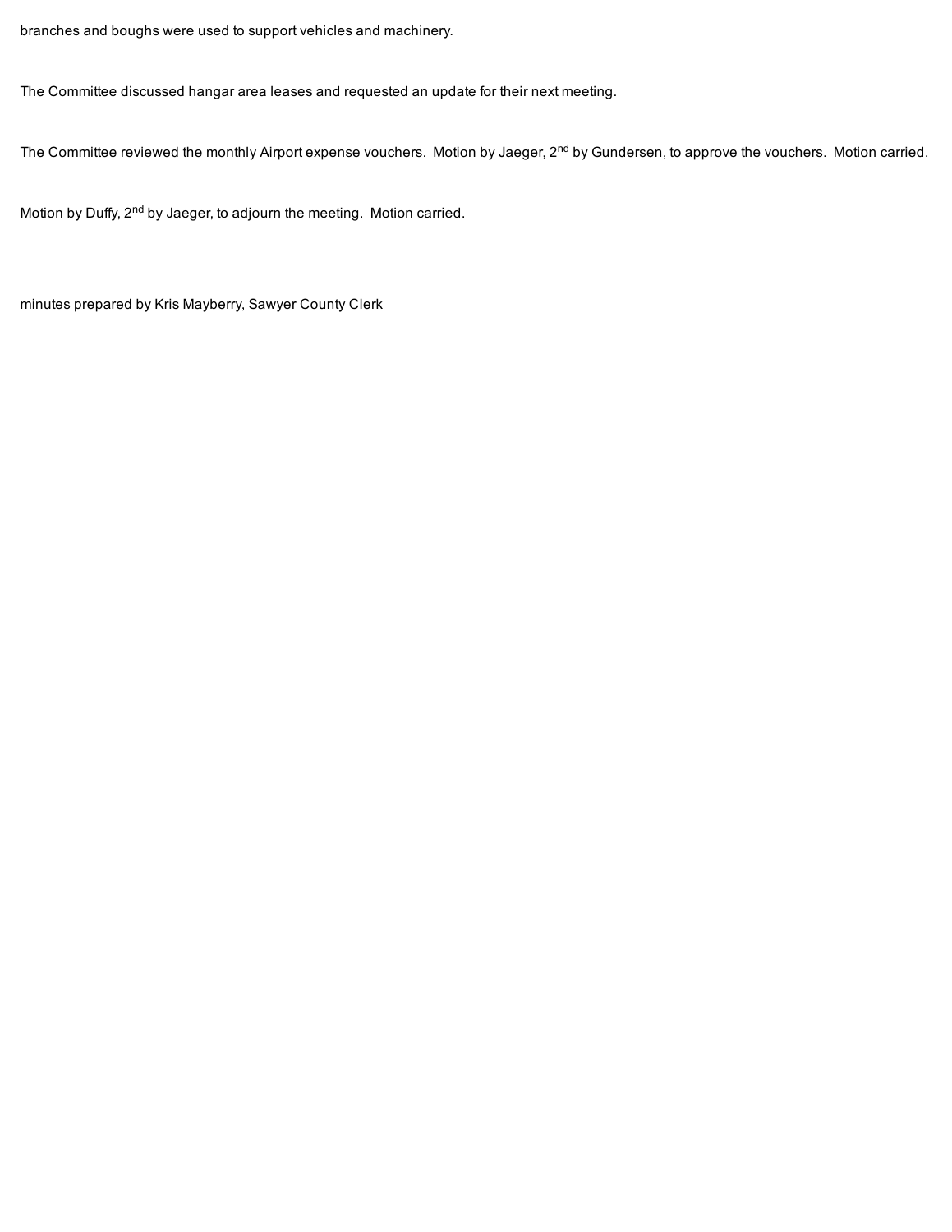branches and boughs were used to support vehicles and machinery.

The Committee discussed hangar area leases and requested an update for their next meeting.

The Committee reviewed the monthly Airport expense vouchers.  Motion by Jaeger, 2nd by Gundersen, to approve the vouchers.  Motion carried.

Motion by Duffy, 2nd by Jaeger, to adjourn the meeting.  Motion carried.

minutes prepared by Kris Mayberry, Sawyer County Clerk